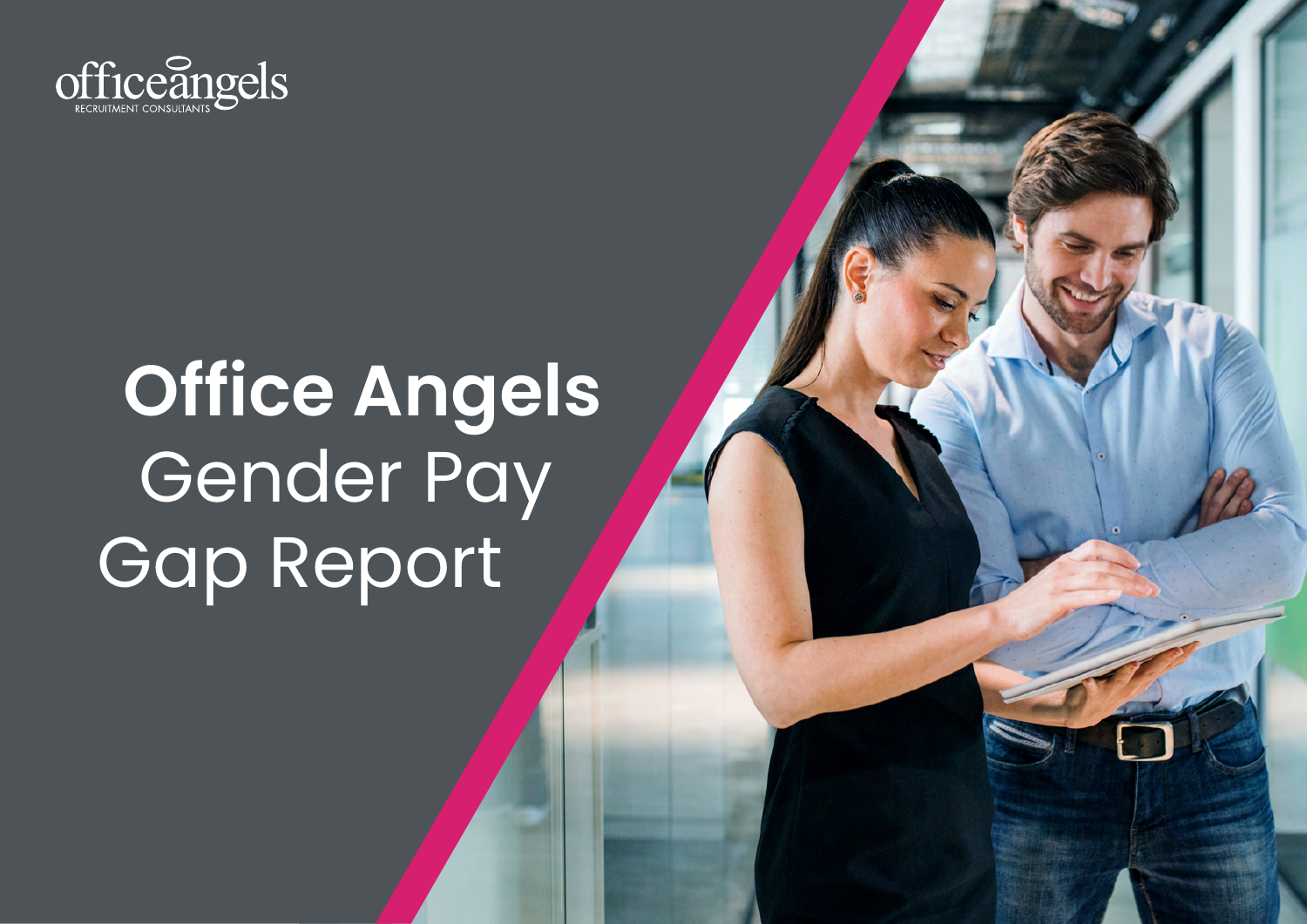officeangels
RECRUITMENT CONSULTANTS

# Office Angels Gender Pay Gap Report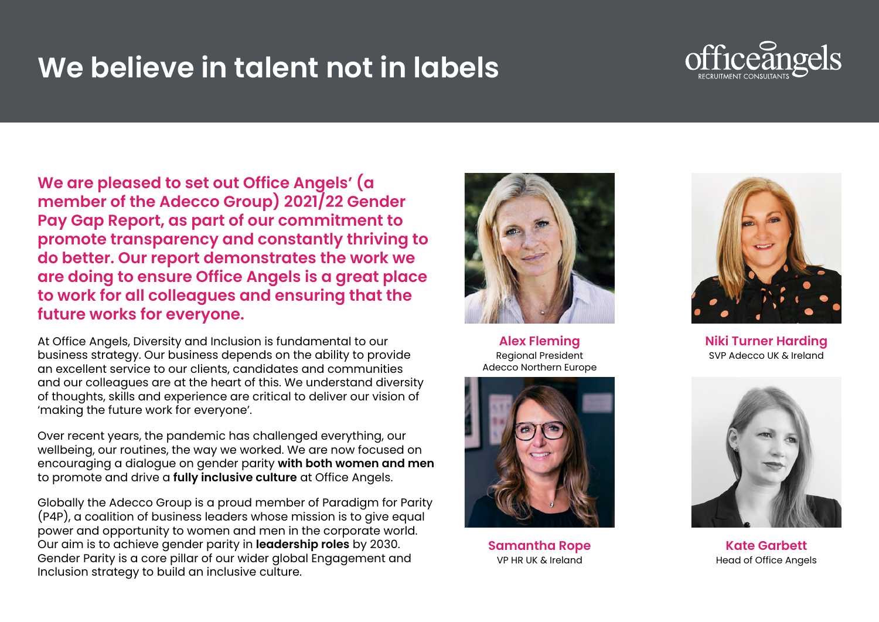# We believe in talent not in labels

officeangels
RECRUITMENT CONSULTANTS

**We are pleased to set out Office Angels' (a member of the Adecco Group) 2021/22 Gender Pay Gap Report, as part of our commitment to promote transparency and constantly thriving to do better. Our report demonstrates the work we are doing to ensure Office Angels is a great place to work for all colleagues and ensuring that the future works for everyone.**

At Office Angels, Diversity and Inclusion is fundamental to our business strategy. Our business depends on the ability to provide an excellent service to our clients, candidates and communities and our colleagues are at the heart of this. We understand diversity of thoughts, skills and experience are critical to deliver our vision of 'making the future work for everyone'.

Over recent years, the pandemic has challenged everything, our wellbeing, our routines, the way we worked. We are now focused on encouraging a dialogue on gender parity **with both women and men** to promote and drive a **fully inclusive culture** at Office Angels.

Globally the Adecco Group is a proud member of Paradigm for Parity (P4P), a coalition of business leaders whose mission is to give equal power and opportunity to women and men in the corporate world. Our aim is to achieve gender parity in **leadership roles** by 2030. Gender Parity is a core pillar of our wider global Engagement and Inclusion strategy to build an inclusive culture.

**Alex Fleming**
Regional President
Adecco Northern Europe

**Niki Turner Harding**
SVP Adecco UK & Ireland

**Samantha Rope**
VP HR UK & Ireland

**Kate Garbett**
Head of Office Angels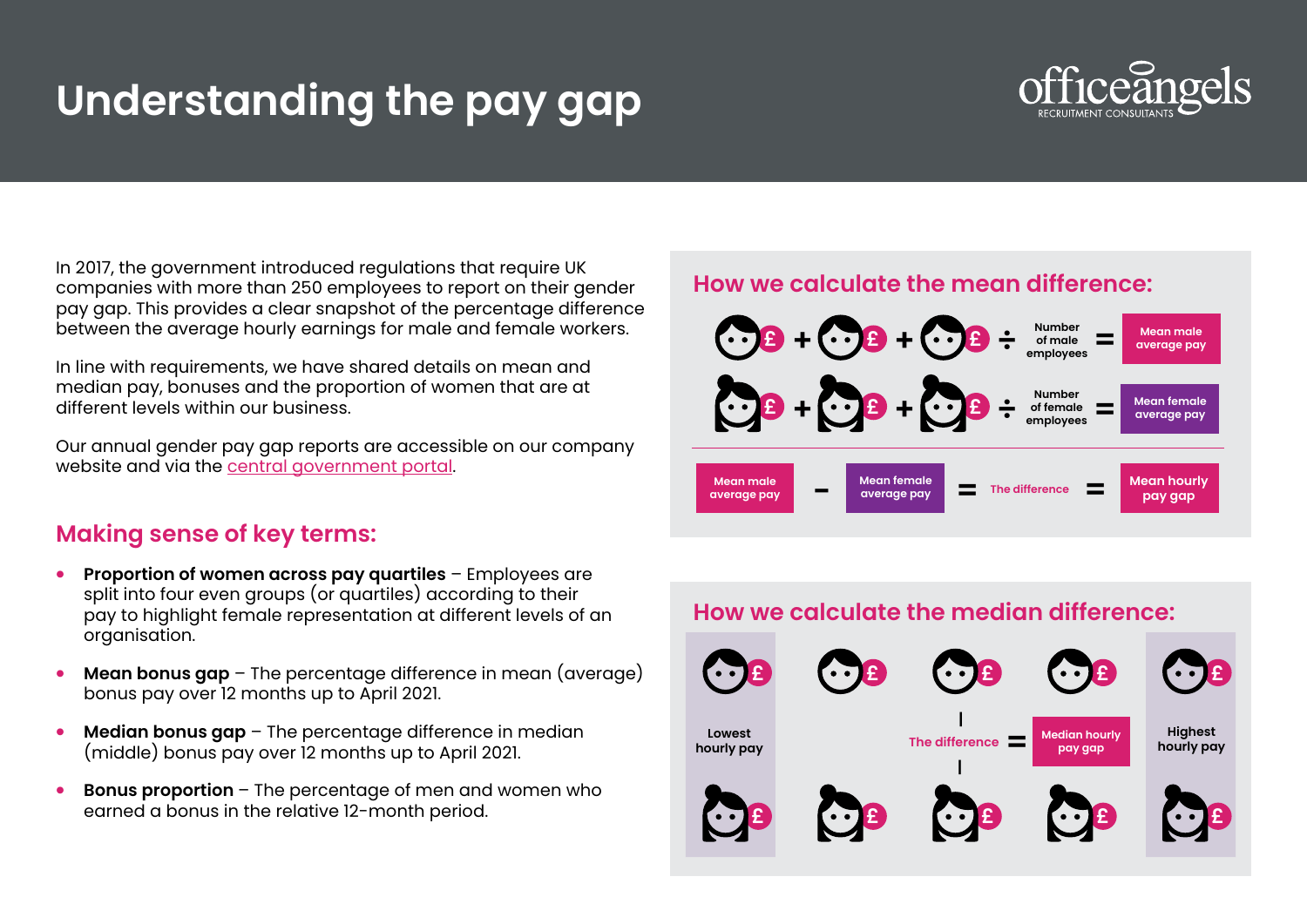# Understanding the pay gap

officeangels
RECRUITMENT CONSULTANTS

In 2017, the government introduced regulations that require UK companies with more than 250 employees to report on their gender pay gap. This provides a clear snapshot of the percentage difference between the average hourly earnings for male and female workers.

In line with requirements, we have shared details on mean and median pay, bonuses and the proportion of women that are at different levels within our business.

Our annual gender pay gap reports are accessible on our company website and via the central government portal.

## Making sense of key terms:

- **Proportion of women across pay quartiles** – Employees are split into four even groups (or quartiles) according to their pay to highlight female representation at different levels of an organisation.
- **Mean bonus gap** – The percentage difference in mean (average) bonus pay over 12 months up to April 2021.
- **Median bonus gap** – The percentage difference in median (middle) bonus pay over 12 months up to April 2021.
- **Bonus proportion** – The percentage of men and women who earned a bonus in the relative 12-month period.

## How we calculate the mean difference:

£ + £ + £ ÷ Number of male employees = Mean male average pay

£ + £ + £ ÷ Number of female employees = Mean female average pay

Mean male average pay – Mean female average pay = The difference = Mean hourly pay gap

## How we calculate the median difference:

Lowest hourly pay

The difference = Median hourly pay gap

Highest hourly pay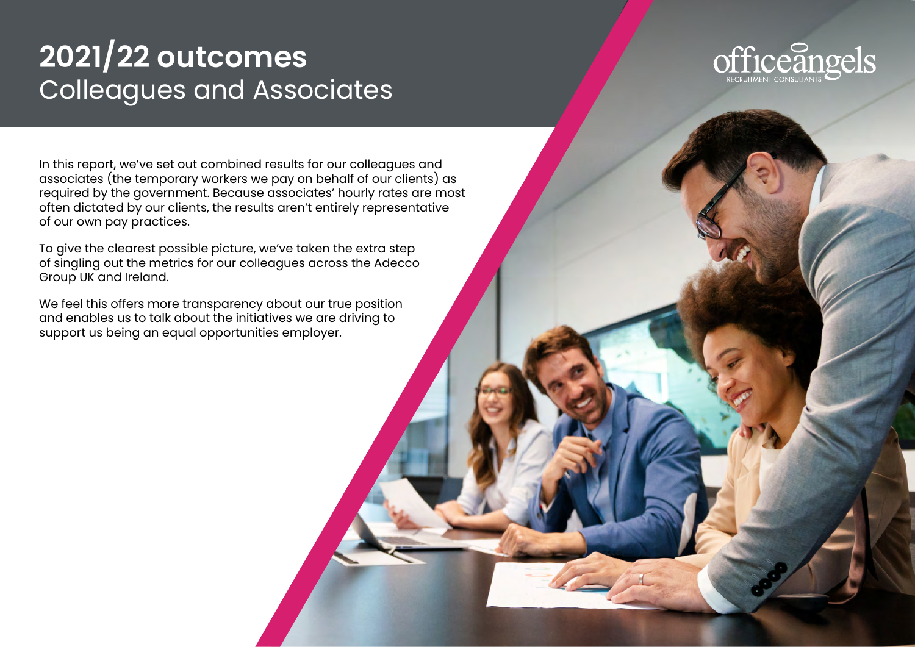# 2021/22 outcomes
## Colleagues and Associates

In this report, we've set out combined results for our colleagues and associates (the temporary workers we pay on behalf of our clients) as required by the government. Because associates' hourly rates are most often dictated by our clients, the results aren't entirely representative of our own pay practices.

To give the clearest possible picture, we've taken the extra step of singling out the metrics for our colleagues across the Adecco Group UK and Ireland.

We feel this offers more transparency about our true position and enables us to talk about the initiatives we are driving to support us being an equal opportunities employer.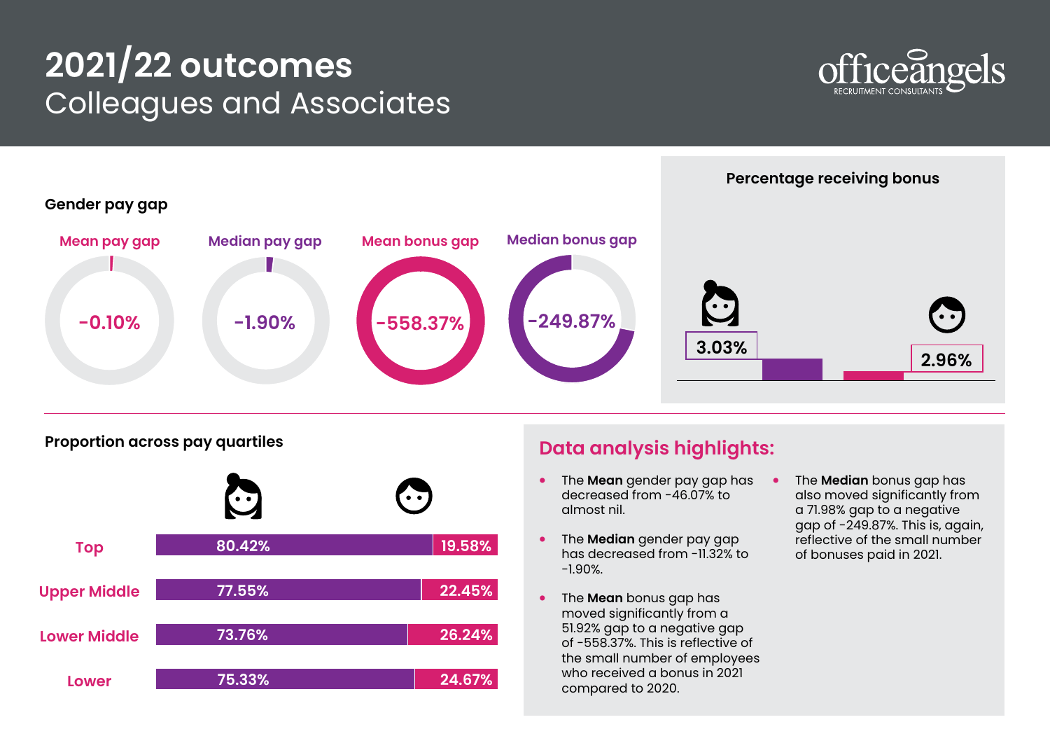# 2021/22 outcomes
## Colleagues and Associates

officeangels
RECRUITMENT CONSULTANTS

### Gender pay gap

Mean pay gap
-0.10%

Median pay gap
-1.90%

Mean bonus gap
-558.37%

Median bonus gap
-249.87%

### Percentage receiving bonus

3.03%
2.96%

### Proportion across pay quartiles

Top
80.42%
19.58%

Upper Middle
77.55%
22.45%

Lower Middle
73.76%
26.24%

Lower
75.33%
24.67%

## Data analysis highlights:

- The **Mean** gender pay gap has decreased from -46.07% to almost nil.
- The **Median** gender pay gap has decreased from -11.32% to -1.90%.
- The **Mean** bonus gap has moved significantly from a 51.92% gap to a negative gap of -558.37%. This is reflective of the small number of employees who received a bonus in 2021 compared to 2020.
- The **Median** bonus gap has also moved significantly from a 71.98% gap to a negative gap of -249.87%. This is, again, reflective of the small number of bonuses paid in 2021.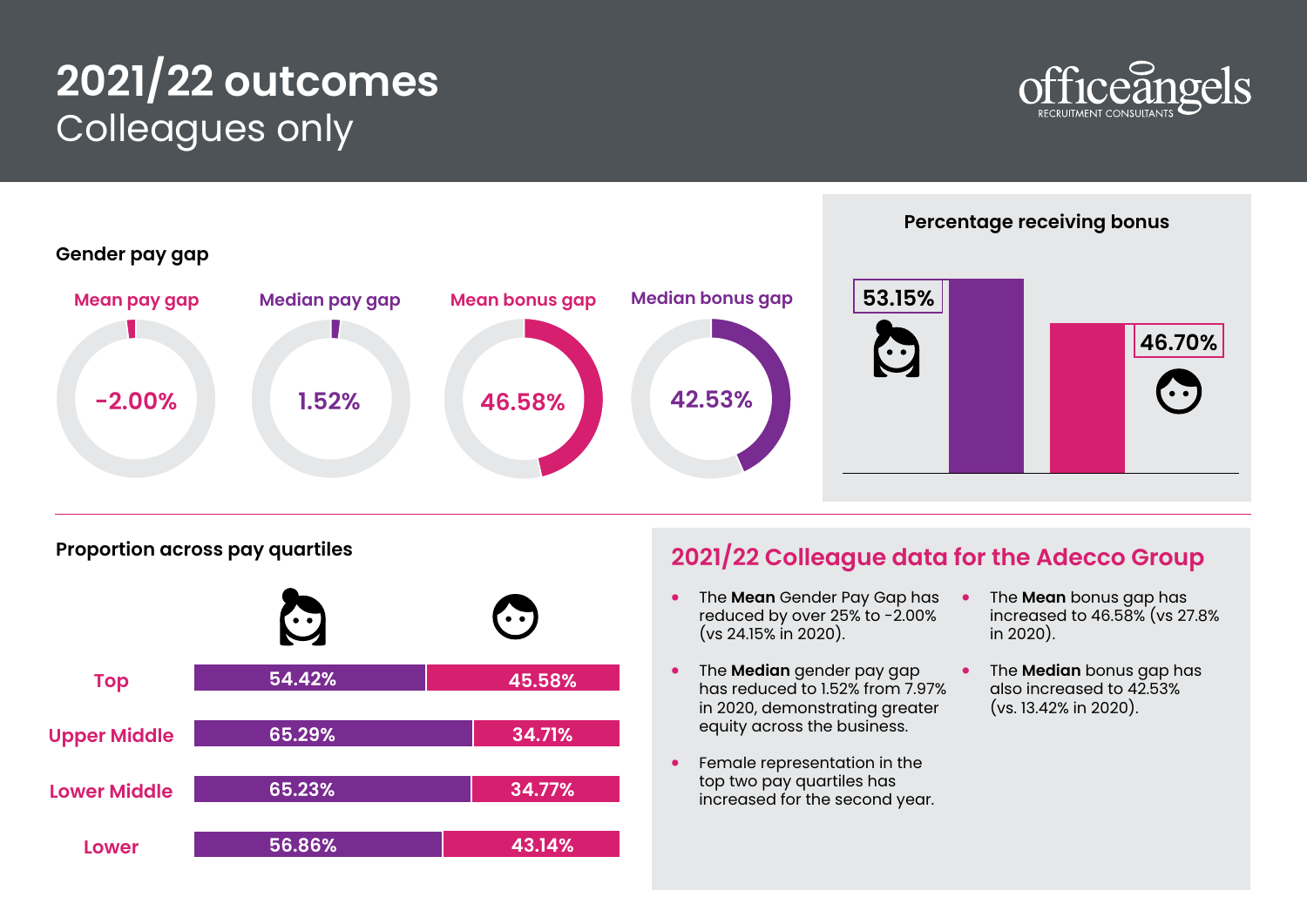# 2021/22 outcomes
## Colleagues only

officeangels
RECRUITMENT CONSULTANTS

### Gender pay gap

Mean pay gap
-2.00%

Median pay gap
1.52%

Mean bonus gap
46.58%

Median bonus gap
42.53%

### Percentage receiving bonus

53.15%

46.70%

### Proportion across pay quartiles

Top
54.42%
45.58%

Upper Middle
65.29%
34.71%

Lower Middle
65.23%
34.77%

Lower
56.86%
43.14%

## 2021/22 Colleague data for the Adecco Group

- The **Mean** Gender Pay Gap has reduced by over 25% to -2.00% (vs 24.15% in 2020).
- The **Median** gender pay gap has reduced to 1.52% from 7.97% in 2020, demonstrating greater equity across the business.
- Female representation in the top two pay quartiles has increased for the second year.
- The **Mean** bonus gap has increased to 46.58% (vs 27.8% in 2020).
- The **Median** bonus gap has also increased to 42.53% (vs. 13.42% in 2020).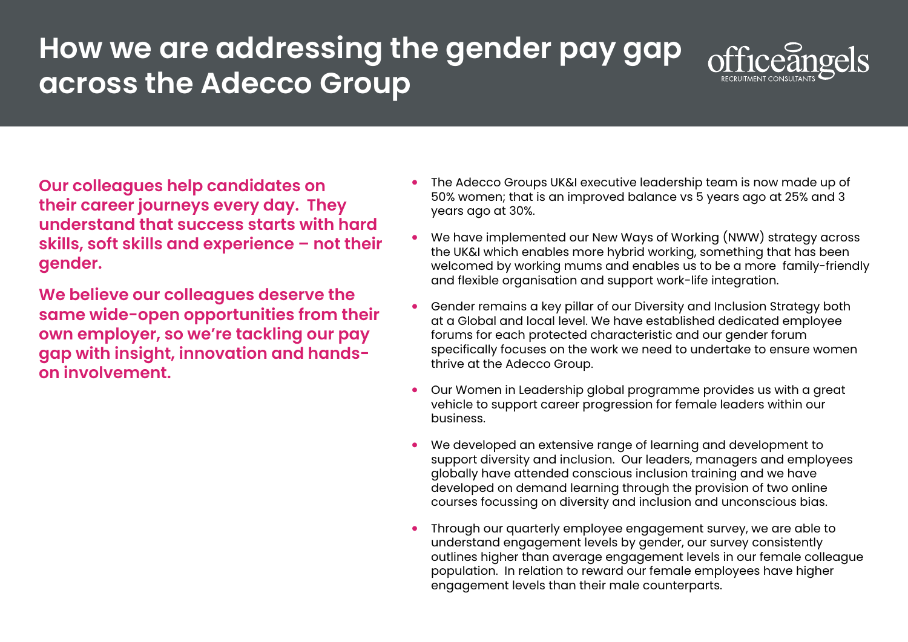# How we are addressing the gender pay gap across the Adecco Group

**Our colleagues help candidates on their career journeys every day. They understand that success starts with hard skills, soft skills and experience – not their gender.**

**We believe our colleagues deserve the same wide-open opportunities from their own employer, so we're tackling our pay gap with insight, innovation and hands-on involvement.**

- The Adecco Groups UK&I executive leadership team is now made up of 50% women; that is an improved balance vs 5 years ago at 25% and 3 years ago at 30%.
- We have implemented our New Ways of Working (NWW) strategy across the UK&I which enables more hybrid working, something that has been welcomed by working mums and enables us to be a more family-friendly and flexible organisation and support work-life integration.
- Gender remains a key pillar of our Diversity and Inclusion Strategy both at a Global and local level. We have established dedicated employee forums for each protected characteristic and our gender forum specifically focuses on the work we need to undertake to ensure women thrive at the Adecco Group.
- Our Women in Leadership global programme provides us with a great vehicle to support career progression for female leaders within our business.
- We developed an extensive range of learning and development to support diversity and inclusion. Our leaders, managers and employees globally have attended conscious inclusion training and we have developed on demand learning through the provision of two online courses focussing on diversity and inclusion and unconscious bias.
- Through our quarterly employee engagement survey, we are able to understand engagement levels by gender, our survey consistently outlines higher than average engagement levels in our female colleague population. In relation to reward our female employees have higher engagement levels than their male counterparts.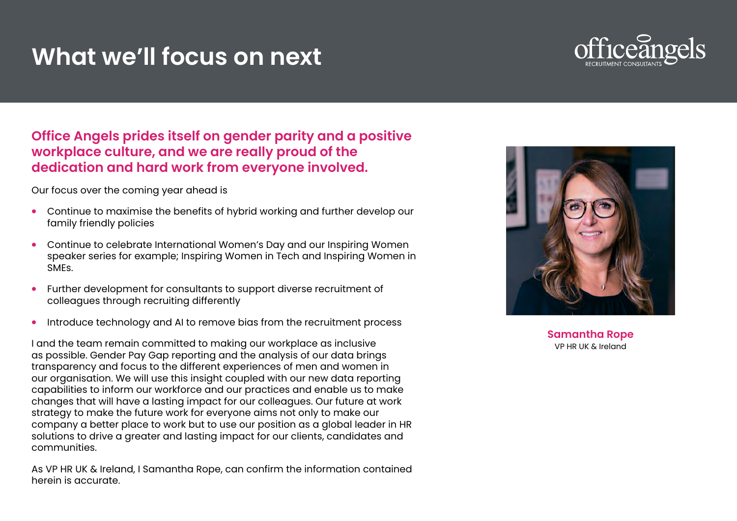# What we'll focus on next

**Office Angels prides itself on gender parity and a positive workplace culture, and we are really proud of the dedication and hard work from everyone involved.**

Our focus over the coming year ahead is

- Continue to maximise the benefits of hybrid working and further develop our family friendly policies
- Continue to celebrate International Women's Day and our Inspiring Women speaker series for example; Inspiring Women in Tech and Inspiring Women in SMEs.
- Further development for consultants to support diverse recruitment of colleagues through recruiting differently
- Introduce technology and AI to remove bias from the recruitment process

I and the team remain committed to making our workplace as inclusive as possible. Gender Pay Gap reporting and the analysis of our data brings transparency and focus to the different experiences of men and women in our organisation. We will use this insight coupled with our new data reporting capabilities to inform our workforce and our practices and enable us to make changes that will have a lasting impact for our colleagues. Our future at work strategy to make the future work for everyone aims not only to make our company a better place to work but to use our position as a global leader in HR solutions to drive a greater and lasting impact for our clients, candidates and communities.

As VP HR UK & Ireland, I Samantha Rope, can confirm the information contained herein is accurate.

**Samantha Rope**
VP HR UK & Ireland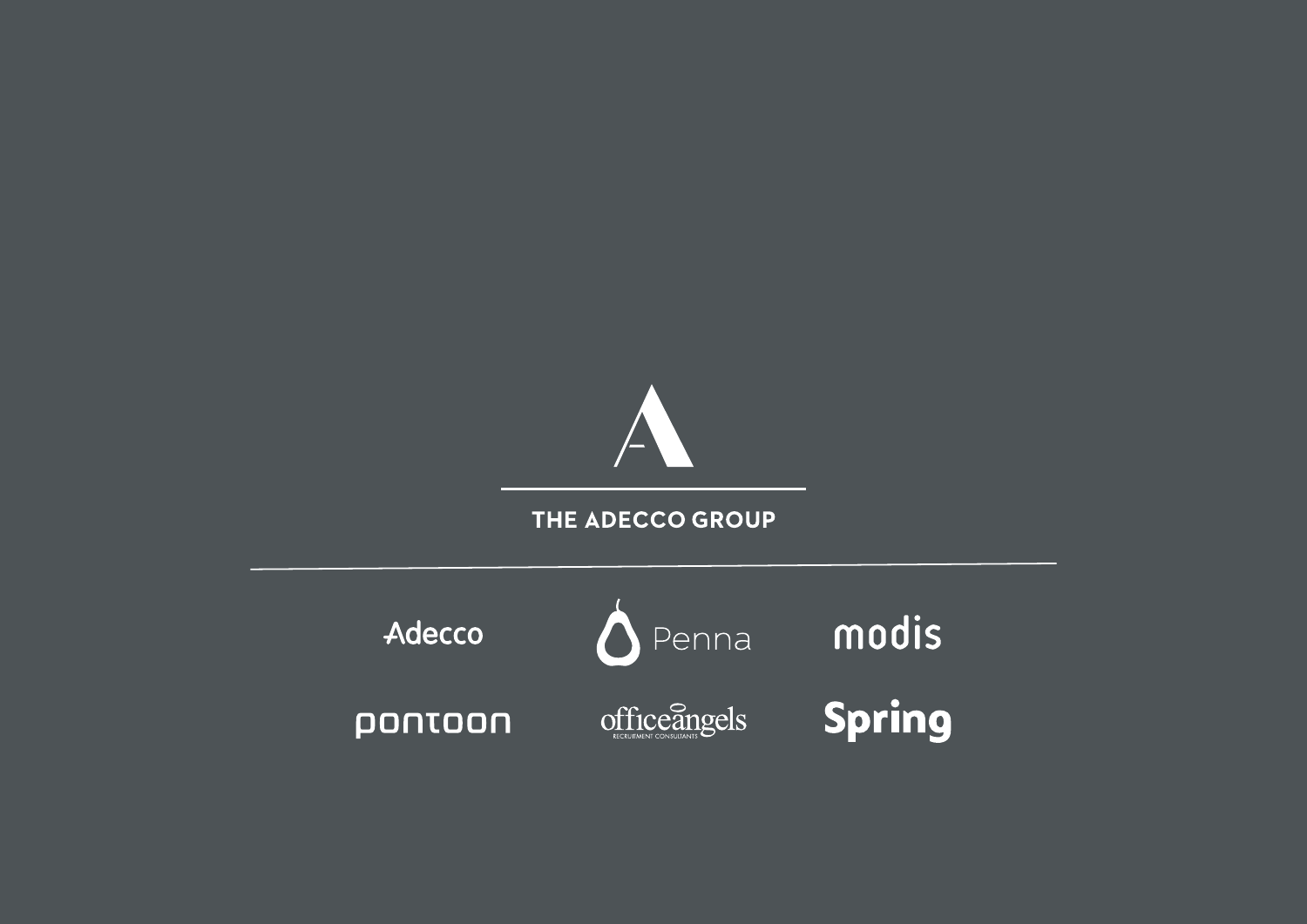THE ADECCO GROUP

Adecco

Penna

modis

pontoon

officeangels

RECRUITMENT CONSULTANTS

Spring